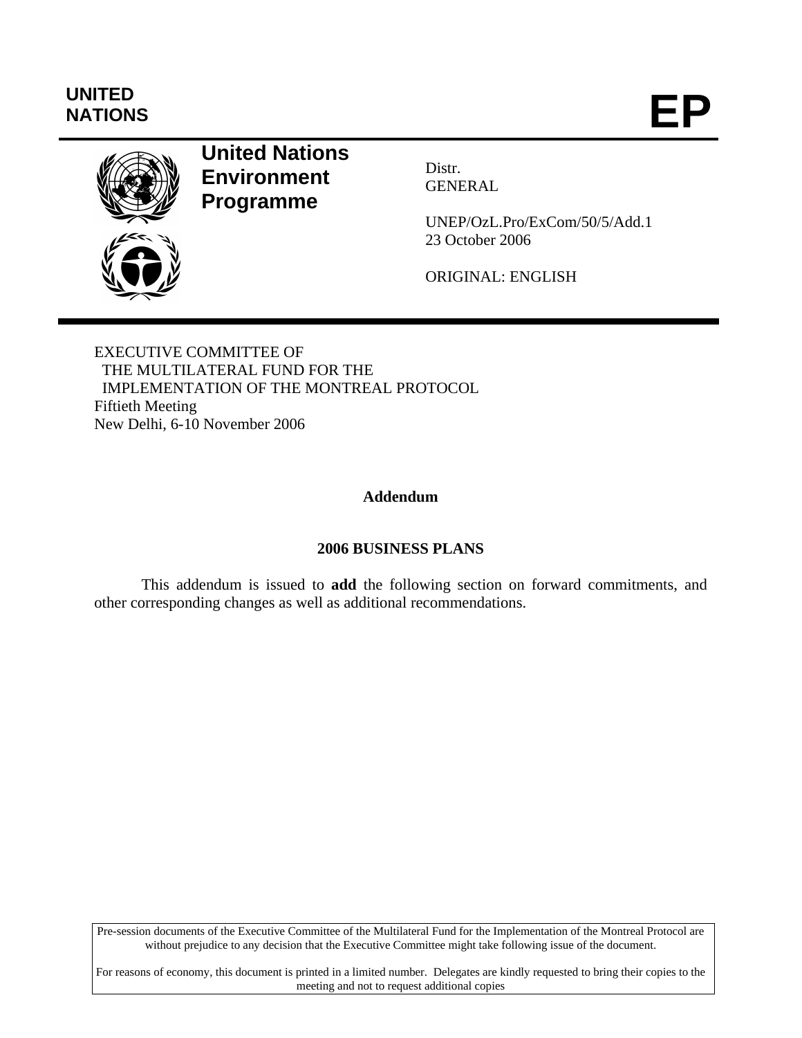UNITED NATIONS

# EP

**United Nations Environment Programme**

Distr.
GENERAL

UNEP/OzL.Pro/ExCom/50/5/Add.1
23 October 2006

ORIGINAL: ENGLISH

EXECUTIVE COMMITTEE OF
THE MULTILATERAL FUND FOR THE
IMPLEMENTATION OF THE MONTREAL PROTOCOL
Fiftieth Meeting
New Delhi, 6-10 November 2006

## Addendum

## 2006 BUSINESS PLANS

This addendum is issued to **add** the following section on forward commitments, and other corresponding changes as well as additional recommendations.

Pre-session documents of the Executive Committee of the Multilateral Fund for the Implementation of the Montreal Protocol are without prejudice to any decision that the Executive Committee might take following issue of the document.

For reasons of economy, this document is printed in a limited number. Delegates are kindly requested to bring their copies to the meeting and not to request additional copies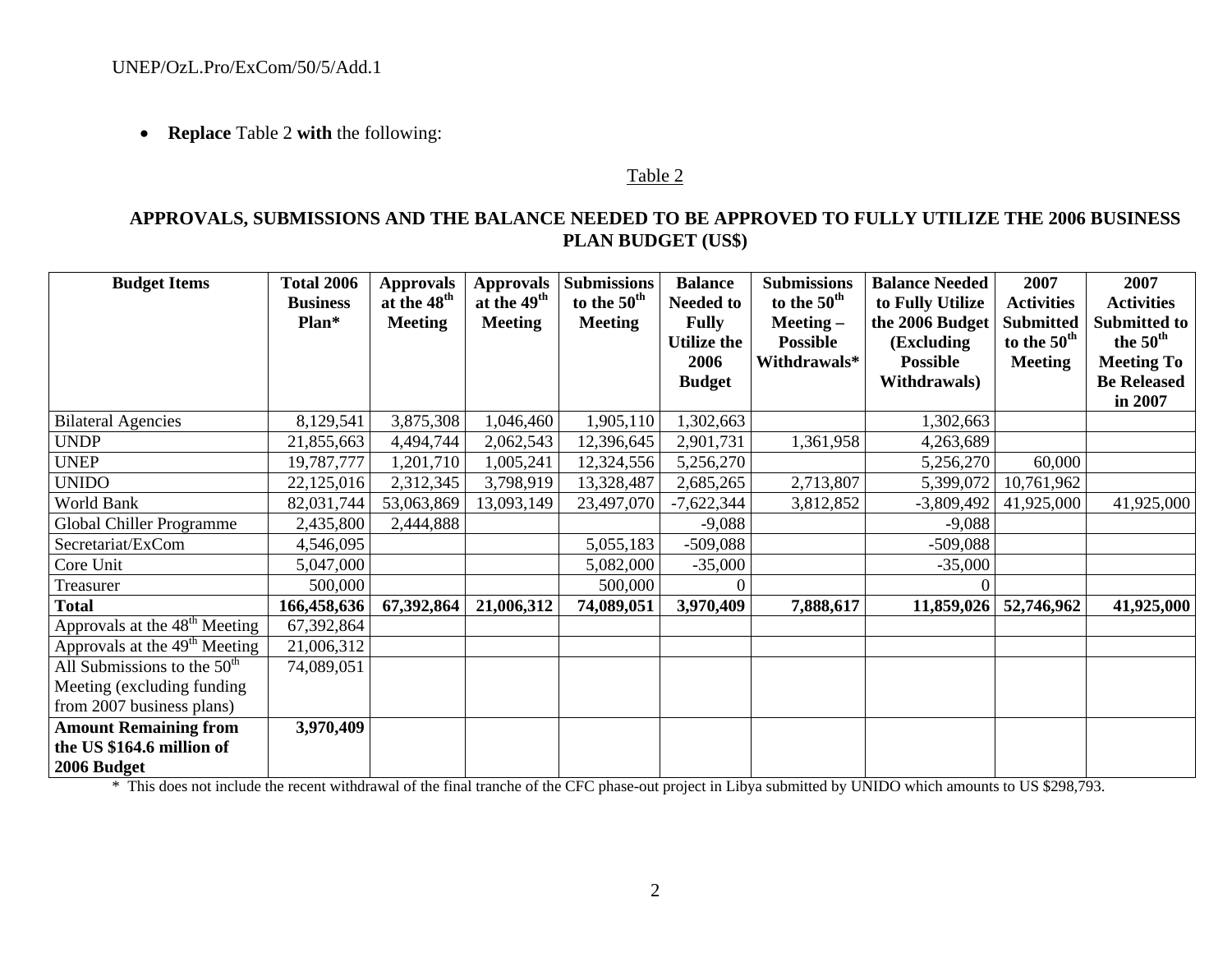- **Replace** Table 2 **with** the following:

Table 2

**APPROVALS, SUBMISSIONS AND THE BALANCE NEEDED TO BE APPROVED TO FULLY UTILIZE THE 2006 BUSINESS PLAN BUDGET (US$)**

| Budget Items | Total 2006 Business Plan* | Approvals at the 48th Meeting | Approvals at the 49th Meeting | Submissions to the 50th Meeting | Balance Needed to Fully Utilize the 2006 Budget | Submissions to the 50th Meeting – Possible Withdrawals* | Balance Needed to Fully Utilize the 2006 Budget (Excluding Possible Withdrawals) | 2007 Activities Submitted to the 50th Meeting | 2007 Activities Submitted to the 50th Meeting To Be Released in 2007 |
|---|---|---|---|---|---|---|---|---|---|
| Bilateral Agencies | 8,129,541 | 3,875,308 | 1,046,460 | 1,905,110 | 1,302,663 | | 1,302,663 | | |
| UNDP | 21,855,663 | 4,494,744 | 2,062,543 | 12,396,645 | 2,901,731 | 1,361,958 | 4,263,689 | | |
| UNEP | 19,787,777 | 1,201,710 | 1,005,241 | 12,324,556 | 5,256,270 | | 5,256,270 | 60,000 | |
| UNIDO | 22,125,016 | 2,312,345 | 3,798,919 | 13,328,487 | 2,685,265 | 2,713,807 | 5,399,072 | 10,761,962 | |
| World Bank | 82,031,744 | 53,063,869 | 13,093,149 | 23,497,070 | -7,622,344 | 3,812,852 | -3,809,492 | 41,925,000 | 41,925,000 |
| Global Chiller Programme | 2,435,800 | 2,444,888 | | | -9,088 | | -9,088 | | |
| Secretariat/ExCom | 4,546,095 | | | 5,055,183 | -509,088 | | -509,088 | | |
| Core Unit | 5,047,000 | | | 5,082,000 | -35,000 | | -35,000 | | |
| Treasurer | 500,000 | | | 500,000 | 0 | | 0 | | |
| **Total** | **166,458,636** | **67,392,864** | **21,006,312** | **74,089,051** | **3,970,409** | **7,888,617** | **11,859,026** | **52,746,962** | **41,925,000** |
| Approvals at the 48th Meeting | 67,392,864 | | | | | | | | |
| Approvals at the 49th Meeting | 21,006,312 | | | | | | | | |
| All Submissions to the 50th Meeting (excluding funding from 2007 business plans) | 74,089,051 | | | | | | | | |
| **Amount Remaining from the US $164.6 million of 2006 Budget** | **3,970,409** | | | | | | | | |

\* This does not include the recent withdrawal of the final tranche of the CFC phase-out project in Libya submitted by UNIDO which amounts to US $298,793.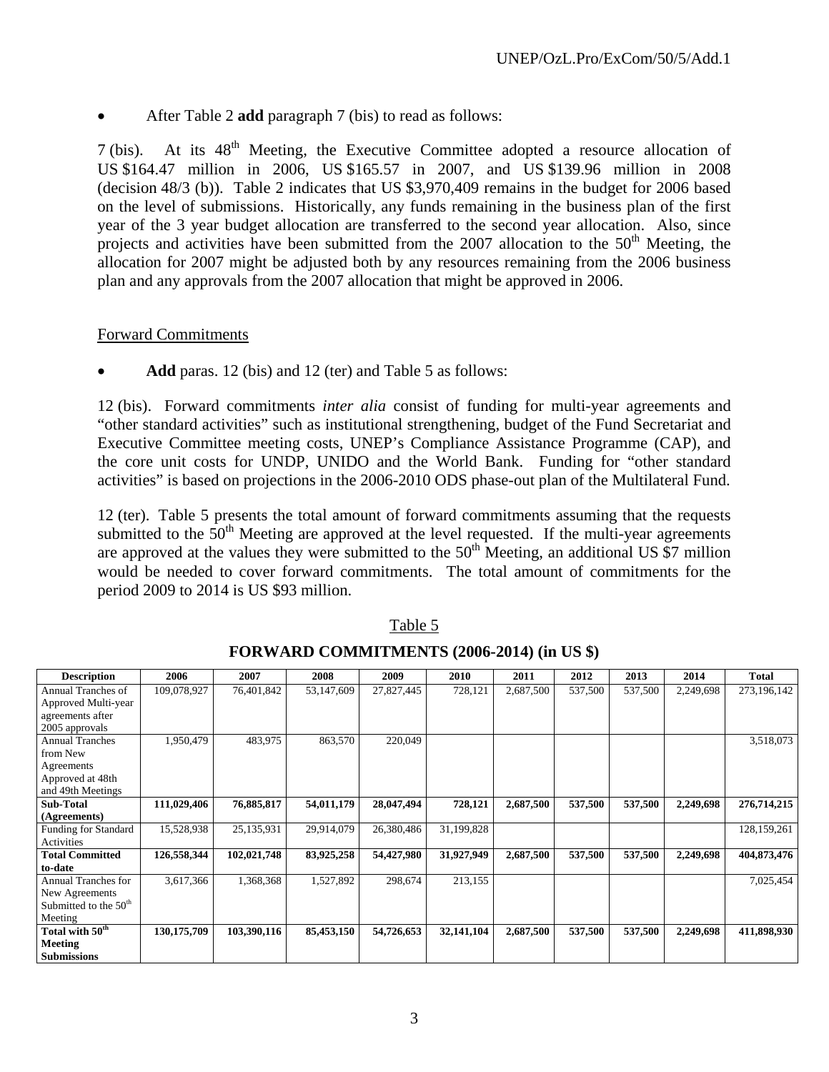- After Table 2 **add** paragraph 7 (bis) to read as follows:

7 (bis). At its 48th Meeting, the Executive Committee adopted a resource allocation of US $164.47 million in 2006, US $165.57 in 2007, and US $139.96 million in 2008 (decision 48/3 (b)). Table 2 indicates that US $3,970,409 remains in the budget for 2006 based on the level of submissions. Historically, any funds remaining in the business plan of the first year of the 3 year budget allocation are transferred to the second year allocation. Also, since projects and activities have been submitted from the 2007 allocation to the 50th Meeting, the allocation for 2007 might be adjusted both by any resources remaining from the 2006 business plan and any approvals from the 2007 allocation that might be approved in 2006.

<u>Forward Commitments</u>

- **Add** paras. 12 (bis) and 12 (ter) and Table 5 as follows:

12 (bis). Forward commitments *inter alia* consist of funding for multi-year agreements and "other standard activities" such as institutional strengthening, budget of the Fund Secretariat and Executive Committee meeting costs, UNEP's Compliance Assistance Programme (CAP), and the core unit costs for UNDP, UNIDO and the World Bank. Funding for "other standard activities" is based on projections in the 2006-2010 ODS phase-out plan of the Multilateral Fund.

12 (ter). Table 5 presents the total amount of forward commitments assuming that the requests submitted to the 50th Meeting are approved at the level requested. If the multi-year agreements are approved at the values they were submitted to the 50th Meeting, an additional US $7 million would be needed to cover forward commitments. The total amount of commitments for the period 2009 to 2014 is US $93 million.

<u>Table 5</u>

**FORWARD COMMITMENTS (2006-2014) (in US $)**

| Description | 2006 | 2007 | 2008 | 2009 | 2010 | 2011 | 2012 | 2013 | 2014 | Total |
|---|---|---|---|---|---|---|---|---|---|---|
| Annual Tranches of Approved Multi-year agreements after 2005 approvals | 109,078,927 | 76,401,842 | 53,147,609 | 27,827,445 | 728,121 | 2,687,500 | 537,500 | 537,500 | 2,249,698 | 273,196,142 |
| Annual Tranches from New Agreements Approved at 48th and 49th Meetings | 1,950,479 | 483,975 | 863,570 | 220,049 | | | | | | 3,518,073 |
| **Sub-Total (Agreements)** | **111,029,406** | **76,885,817** | **54,011,179** | **28,047,494** | **728,121** | **2,687,500** | **537,500** | **537,500** | **2,249,698** | **276,714,215** |
| Funding for Standard Activities | 15,528,938 | 25,135,931 | 29,914,079 | 26,380,486 | 31,199,828 | | | | | 128,159,261 |
| **Total Committed to-date** | **126,558,344** | **102,021,748** | **83,925,258** | **54,427,980** | **31,927,949** | **2,687,500** | **537,500** | **537,500** | **2,249,698** | **404,873,476** |
| Annual Tranches for New Agreements Submitted to the 50th Meeting | 3,617,366 | 1,368,368 | 1,527,892 | 298,674 | 213,155 | | | | | 7,025,454 |
| **Total with 50th Meeting Submissions** | **130,175,709** | **103,390,116** | **85,453,150** | **54,726,653** | **32,141,104** | **2,687,500** | **537,500** | **537,500** | **2,249,698** | **411,898,930** |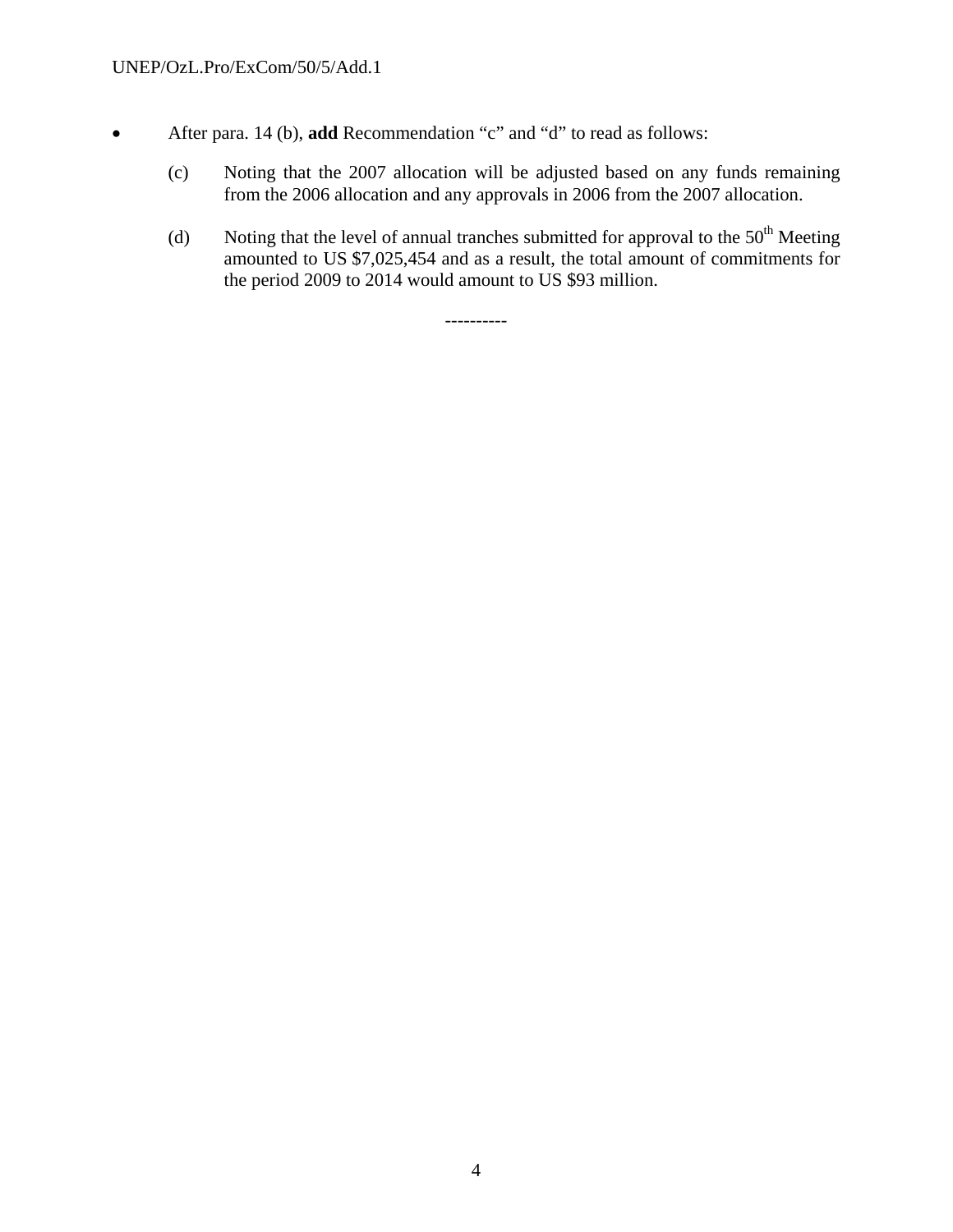- After para. 14 (b), **add** Recommendation “c” and “d” to read as follows:

  (c) Noting that the 2007 allocation will be adjusted based on any funds remaining from the 2006 allocation and any approvals in 2006 from the 2007 allocation.

  (d) Noting that the level of annual tranches submitted for approval to the 50th Meeting amounted to US $7,025,454 and as a result, the total amount of commitments for the period 2009 to 2014 would amount to US $93 million.

----------